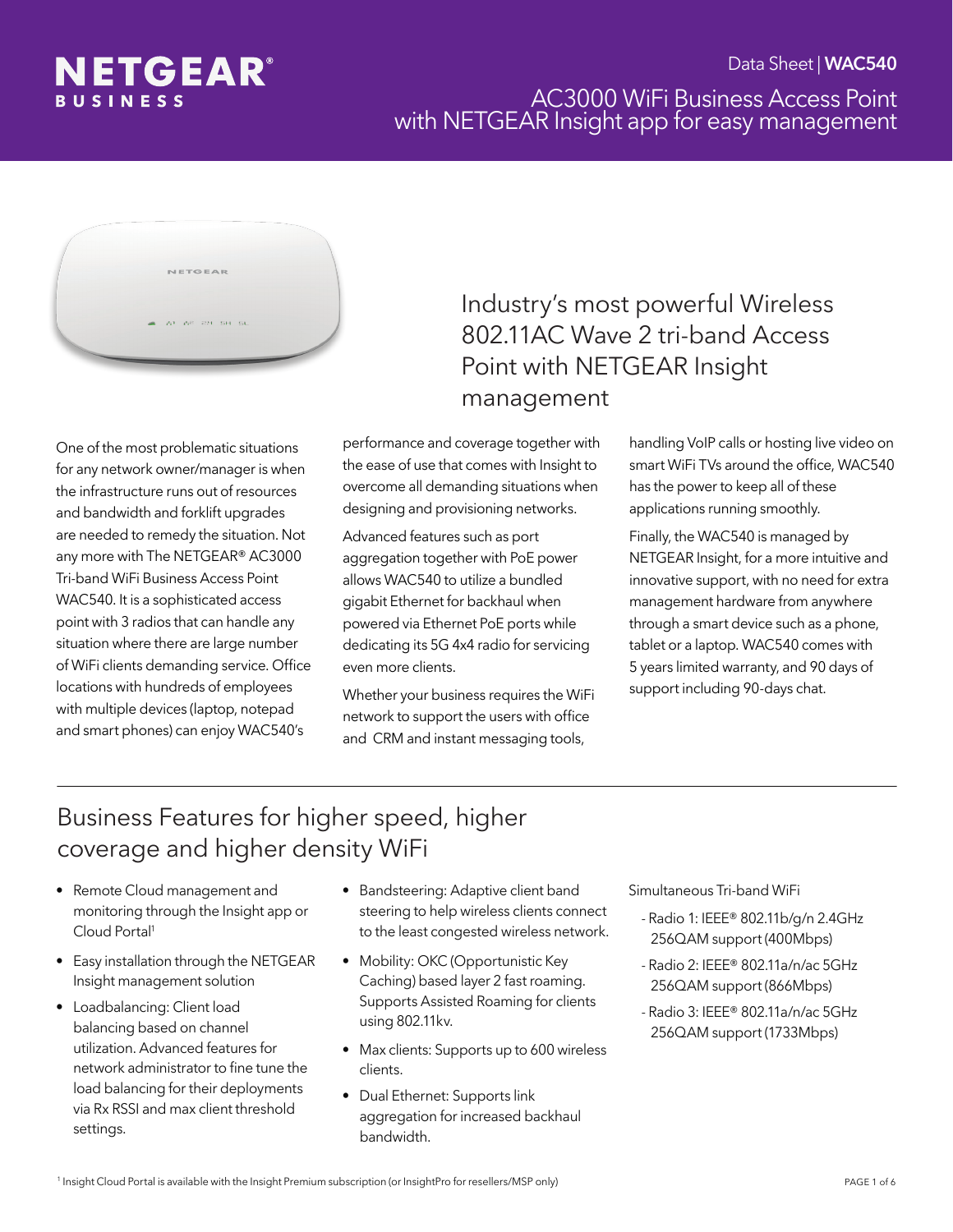NETGEAR® BUSINESS

Data Sheet | **WAC540**

AC3000 WiFi Business Access Point with NETGEAR Insight app for easy management

# Industry's most powerful Wireless 802.11AC Wave 2 tri-band Access Point with NETGEAR Insight management

One of the most problematic situations for any network owner/manager is when the infrastructure runs out of resources and bandwidth and forklift upgrades are needed to remedy the situation. Not any more with The NETGEAR® AC3000 Tri-band WiFi Business Access Point WAC540. It is a sophisticated access point with 3 radios that can handle any situation where there are large number of WiFi clients demanding service. Office locations with hundreds of employees with multiple devices (laptop, notepad and smart phones) can enjoy WAC540's performance and coverage together with the ease of use that comes with Insight to overcome all demanding situations when designing and provisioning networks.

Advanced features such as port aggregation together with PoE power allows WAC540 to utilize a bundled gigabit Ethernet for backhaul when powered via Ethernet PoE ports while dedicating its 5G 4x4 radio for servicing even more clients.

Whether your business requires the WiFi network to support the users with office and CRM and instant messaging tools, handling VoIP calls or hosting live video on smart WiFi TVs around the office, WAC540 has the power to keep all of these applications running smoothly.

Finally, the WAC540 is managed by NETGEAR Insight, for a more intuitive and innovative support, with no need for extra management hardware from anywhere through a smart device such as a phone, tablet or a laptop. WAC540 comes with 5 years limited warranty, and 90 days of support including 90-days chat.

## Business Features for higher speed, higher coverage and higher density WiFi

- Remote Cloud management and monitoring through the Insight app or Cloud Portal[1]
- Easy installation through the NETGEAR Insight management solution
- Loadbalancing: Client load balancing based on channel utilization. Advanced features for network administrator to fine tune the load balancing for their deployments via Rx RSSI and max client threshold settings.
- Bandsteering: Adaptive client band steering to help wireless clients connect to the least congested wireless network.
- Mobility: OKC (Opportunistic Key Caching) based layer 2 fast roaming. Supports Assisted Roaming for clients using 802.11kv.
- Max clients: Supports up to 600 wireless clients.
- Dual Ethernet: Supports link aggregation for increased backhaul bandwidth.

Simultaneous Tri-band WiFi

- Radio 1: IEEE® 802.11b/g/n 2.4GHz 256QAM support (400Mbps)
- Radio 2: IEEE® 802.11a/n/ac 5GHz 256QAM support (866Mbps)
- Radio 3: IEEE® 802.11a/n/ac 5GHz 256QAM support (1733Mbps)

[1] Insight Cloud Portal is available with the Insight Premium subscription (or InsightPro for resellers/MSP only)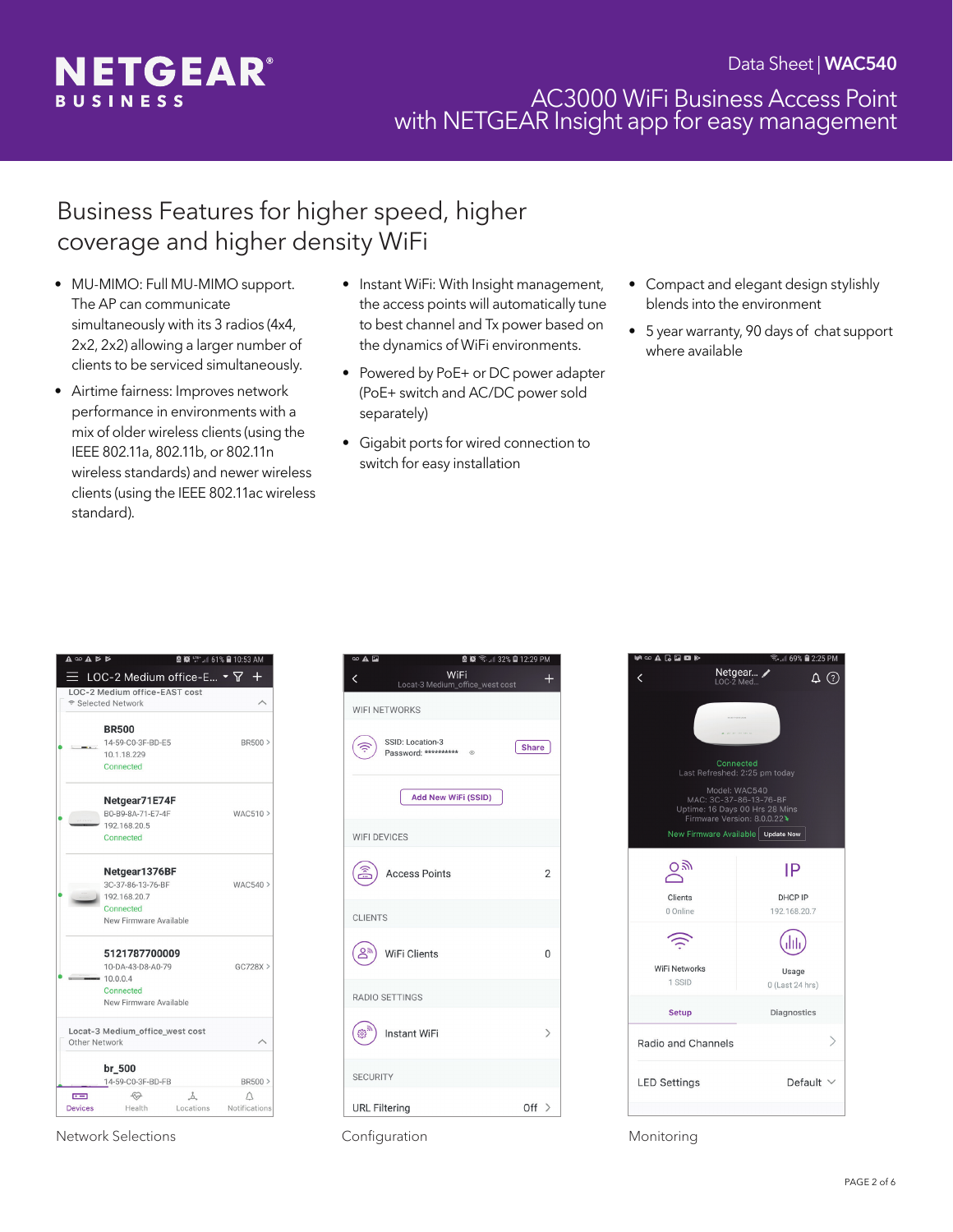# Business Features for higher speed, higher coverage and higher density WiFi

- MU-MIMO: Full MU-MIMO support. The AP can communicate simultaneously with its 3 radios (4x4, 2x2, 2x2) allowing a larger number of clients to be serviced simultaneously.
- Airtime fairness: Improves network performance in environments with a mix of older wireless clients (using the IEEE 802.11a, 802.11b, or 802.11n wireless standards) and newer wireless clients (using the IEEE 802.11ac wireless standard).
- Instant WiFi: With Insight management, the access points will automatically tune to best channel and Tx power based on the dynamics of WiFi environments.
- Powered by PoE+ or DC power adapter (PoE+ switch and AC/DC power sold separately)
- Gigabit ports for wired connection to switch for easy installation
- Compact and elegant design stylishly blends into the environment
- 5 year warranty, 90 days of chat support where available

Network Selections

Configuration

Monitoring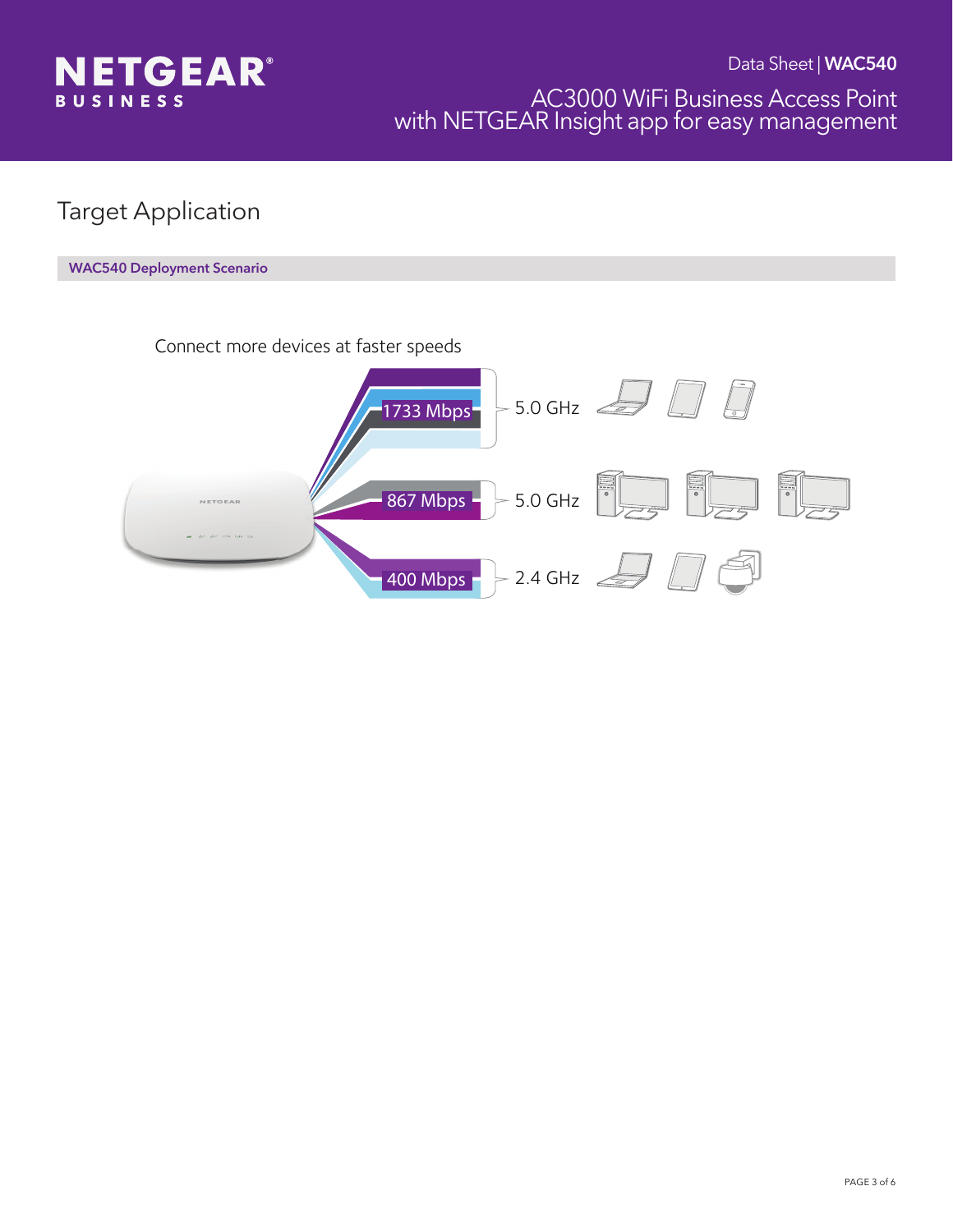## Target Application

**WAC540 Deployment Scenario**

Connect more devices at faster speeds

1733 Mbps — 5.0 GHz

867 Mbps — 5.0 GHz

400 Mbps — 2.4 GHz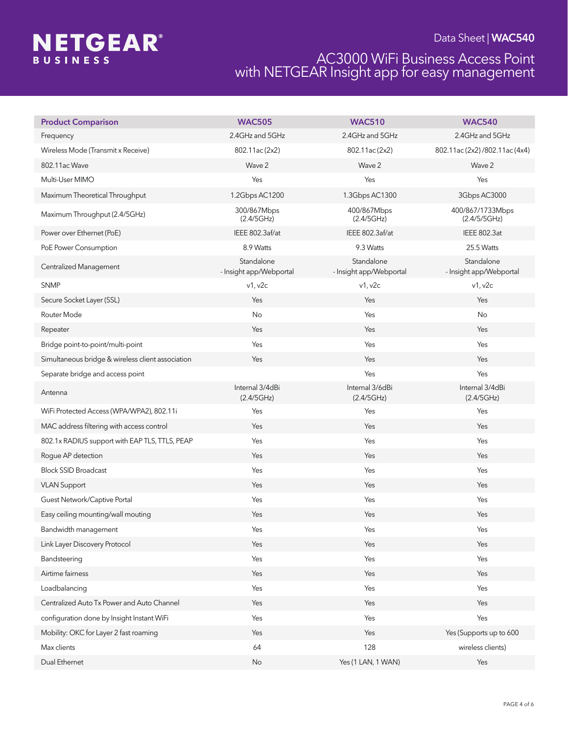# NETGEAR BUSINESS

Data Sheet | **WAC540**

## AC3000 WiFi Business Access Point with NETGEAR Insight app for easy management

| Product Comparison | WAC505 | WAC510 | WAC540 |
|---|---|---|---|
| Frequency | 2.4GHz and 5GHz | 2.4GHz and 5GHz | 2.4GHz and 5GHz |
| Wireless Mode (Transmit x Receive) | 802.11ac (2x2) | 802.11ac (2x2) | 802.11ac (2x2) /802.11ac (4x4) |
| 802.11ac Wave | Wave 2 | Wave 2 | Wave 2 |
| Multi-User MIMO | Yes | Yes | Yes |
| Maximum Theoretical Throughput | 1.2Gbps AC1200 | 1.3Gbps AC1300 | 3Gbps AC3000 |
| Maximum Throughput (2.4/5GHz) | 300/867Mbps (2.4/5GHz) | 400/867Mbps (2.4/5GHz) | 400/867/1733Mbps (2.4/5/5GHz) |
| Power over Ethernet (PoE) | IEEE 802.3af/at | IEEE 802.3af/at | IEEE 802.3at |
| PoE Power Consumption | 8.9 Watts | 9.3 Watts | 25.5 Watts |
| Centralized Management | Standalone - Insight app/Webportal | Standalone - Insight app/Webportal | Standalone - Insight app/Webportal |
| SNMP | v1, v2c | v1, v2c | v1, v2c |
| Secure Socket Layer (SSL) | Yes | Yes | Yes |
| Router Mode | No | Yes | No |
| Repeater | Yes | Yes | Yes |
| Bridge point-to-point/multi-point | Yes | Yes | Yes |
| Simultaneous bridge & wireless client association | Yes | Yes | Yes |
| Separate bridge and access point | | Yes | Yes |
| Antenna | Internal 3/4dBi (2.4/5GHz) | Internal 3/6dBi (2.4/5GHz) | Internal 3/4dBi (2.4/5GHz) |
| WiFi Protected Access (WPA/WPA2), 802.11i | Yes | Yes | Yes |
| MAC address filtering with access control | Yes | Yes | Yes |
| 802.1x RADIUS support with EAP TLS, TTLS, PEAP | Yes | Yes | Yes |
| Rogue AP detection | Yes | Yes | Yes |
| Block SSID Broadcast | Yes | Yes | Yes |
| VLAN Support | Yes | Yes | Yes |
| Guest Network/Captive Portal | Yes | Yes | Yes |
| Easy ceiling mounting/wall mouting | Yes | Yes | Yes |
| Bandwidth management | Yes | Yes | Yes |
| Link Layer Discovery Protocol | Yes | Yes | Yes |
| Bandsteering | Yes | Yes | Yes |
| Airtime fairness | Yes | Yes | Yes |
| Loadbalancing | Yes | Yes | Yes |
| Centralized Auto Tx Power and Auto Channel | Yes | Yes | Yes |
| configuration done by Insight Instant WiFi | Yes | Yes | Yes |
| Mobility: OKC for Layer 2 fast roaming | Yes | Yes | Yes (Supports up to 600 |
| Max clients | 64 | 128 | wireless clients) |
| Dual Ethernet | No | Yes (1 LAN, 1 WAN) | Yes |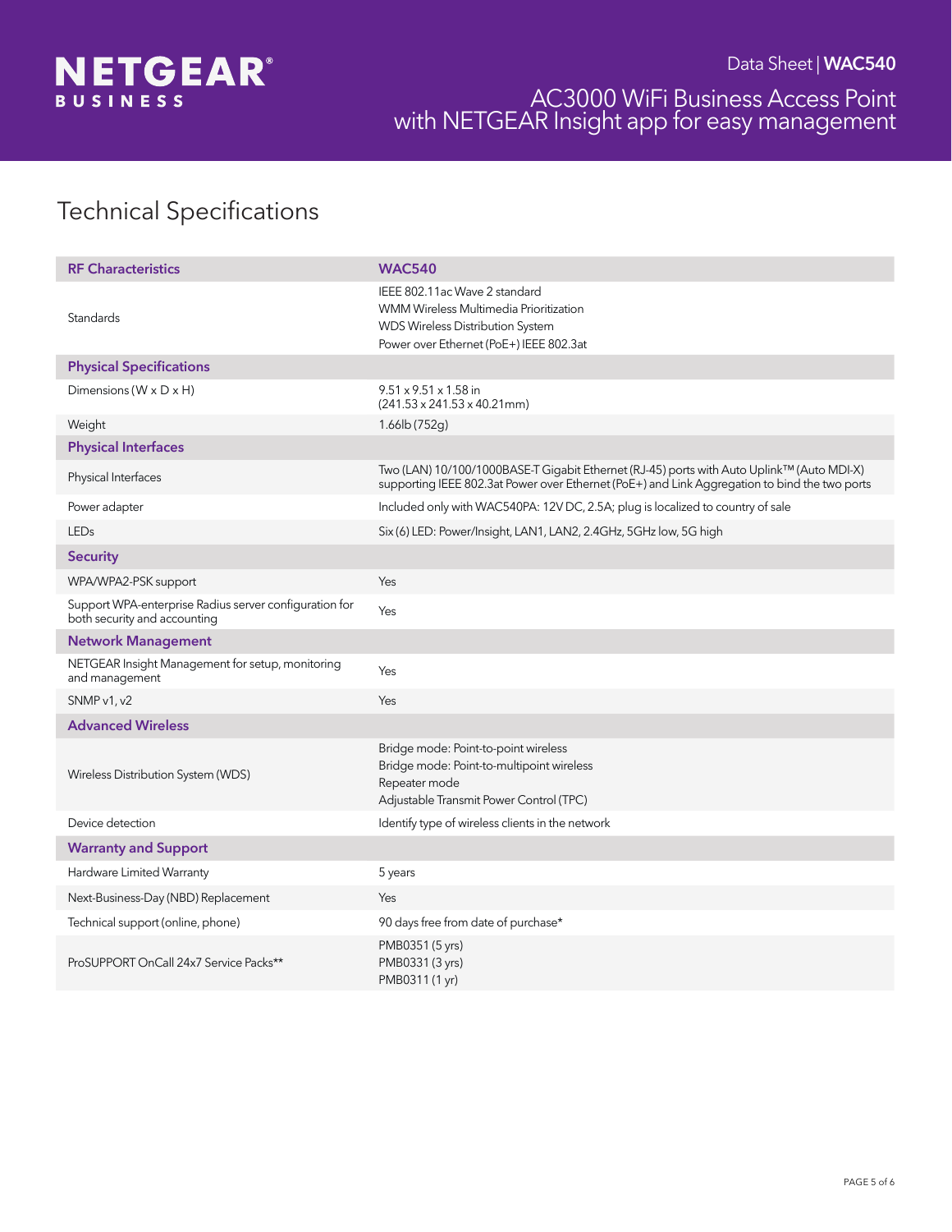Data Sheet | **WAC540**

AC3000 WiFi Business Access Point with NETGEAR Insight app for easy management

## Technical Specifications

| **RF Characteristics** | **WAC540** |
|---|---|
| Standards | IEEE 802.11ac Wave 2 standard<br>WMM Wireless Multimedia Prioritization<br>WDS Wireless Distribution System<br>Power over Ethernet (PoE+) IEEE 802.3at |
| **Physical Specifications** | |
| Dimensions (W x D x H) | 9.51 x 9.51 x 1.58 in<br>(241.53 x 241.53 x 40.21mm) |
| Weight | 1.66lb (752g) |
| **Physical Interfaces** | |
| Physical Interfaces | Two (LAN) 10/100/1000BASE-T Gigabit Ethernet (RJ-45) ports with Auto Uplink™ (Auto MDI-X) supporting IEEE 802.3at Power over Ethernet (PoE+) and Link Aggregation to bind the two ports |
| Power adapter | Included only with WAC540PA: 12V DC, 2.5A; plug is localized to country of sale |
| LEDs | Six (6) LED: Power/Insight, LAN1, LAN2, 2.4GHz, 5GHz low, 5G high |
| **Security** | |
| WPA/WPA2-PSK support | Yes |
| Support WPA-enterprise Radius server configuration for both security and accounting | Yes |
| **Network Management** | |
| NETGEAR Insight Management for setup, monitoring and management | Yes |
| SNMP v1, v2 | Yes |
| **Advanced Wireless** | |
| Wireless Distribution System (WDS) | Bridge mode: Point-to-point wireless<br>Bridge mode: Point-to-multipoint wireless<br>Repeater mode<br>Adjustable Transmit Power Control (TPC) |
| Device detection | Identify type of wireless clients in the network |
| **Warranty and Support** | |
| Hardware Limited Warranty | 5 years |
| Next-Business-Day (NBD) Replacement | Yes |
| Technical support (online, phone) | 90 days free from date of purchase* |
| ProSUPPORT OnCall 24x7 Service Packs** | PMB0351 (5 yrs)<br>PMB0331 (3 yrs)<br>PMB0311 (1 yr) |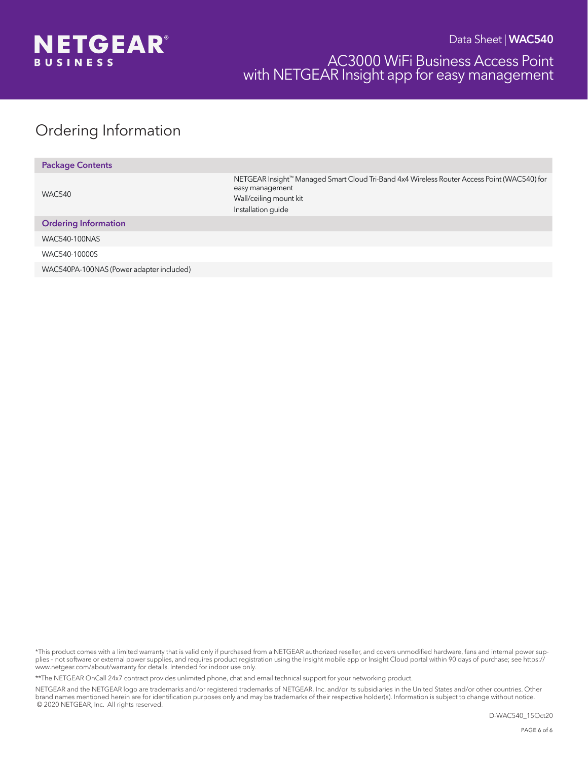# Ordering Information

| | |
|---|---|
| **Package Contents** | |
| WAC540 | NETGEAR Insight™ Managed Smart Cloud Tri-Band 4x4 Wireless Router Access Point (WAC540) for easy management<br>Wall/ceiling mount kit<br>Installation guide |
| **Ordering Information** | |
| WAC540-100NAS | |
| WAC540-10000S | |
| WAC540PA-100NAS (Power adapter included) | |

*This product comes with a limited warranty that is valid only if purchased from a NETGEAR authorized reseller, and covers unmodified hardware, fans and internal power supplies – not software or external power supplies, and requires product registration using the Insight mobile app or Insight Cloud portal within 90 days of purchase; see https://www.netgear.com/about/warranty for details. Intended for indoor use only.

**The NETGEAR OnCall 24x7 contract provides unlimited phone, chat and email technical support for your networking product.

NETGEAR and the NETGEAR logo are trademarks and/or registered trademarks of NETGEAR, Inc. and/or its subsidiaries in the United States and/or other countries. Other brand names mentioned herein are for identification purposes only and may be trademarks of their respective holder(s). Information is subject to change without notice. © 2020 NETGEAR, Inc. All rights reserved.

D-WAC540_15Oct20